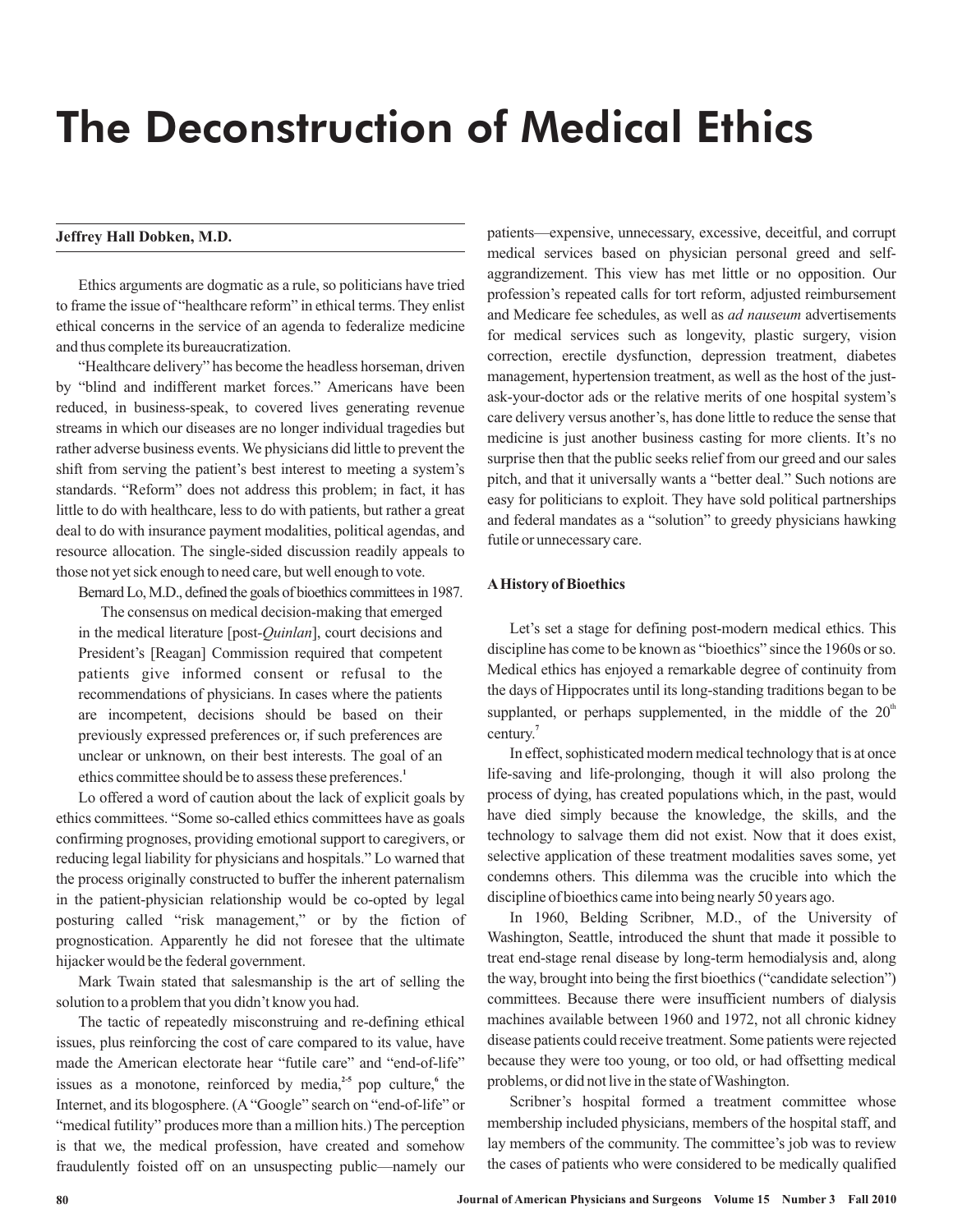# The Deconstruction of Medical Ethics

**Jeffrey Hall Dobken, M.D.**

Ethics arguments are dogmatic as a rule, so politicians have tried to frame the issue of "healthcare reform" in ethical terms. They enlist ethical concerns in the service of an agenda to federalize medicine and thus complete its bureaucratization.

"Healthcare delivery" has become the headless horseman, driven by "blind and indifferent market forces." Americans have been reduced, in business-speak, to covered lives generating revenue streams in which our diseases are no longer individual tragedies but rather adverse business events. We physicians did little to prevent the shift from serving the patient's best interest to meeting a system's standards. "Reform" does not address this problem; in fact, it has little to do with healthcare, less to do with patients, but rather a great deal to do with insurance payment modalities, political agendas, and resource allocation. The single-sided discussion readily appeals to those not yet sick enough to need care, but well enough to vote.

Bernard Lo, M.D., defined the goals of bioethics committees in 1987.

> The consensus on medical decision-making that emerged in the medical literature [post-*Quinlan*], court decisions and President's [Reagan] Commission required that competent patients give informed consent or refusal to the recommendations of physicians. In cases where the patients are incompetent, decisions should be based on their previously expressed preferences or, if such preferences are unclear or unknown, on their best interests. The goal of an ethics committee should be to assess these preferences.[1]

Lo offered a word of caution about the lack of explicit goals by ethics committees. "Some so-called ethics committees have as goals confirming prognoses, providing emotional support to caregivers, or reducing legal liability for physicians and hospitals." Lo warned that the process originally constructed to buffer the inherent paternalism in the patient-physician relationship would be co-opted by legal posturing called "risk management," or by the fiction of prognostication. Apparently he did not foresee that the ultimate hijacker would be the federal government.

Mark Twain stated that salesmanship is the art of selling the solution to a problem that you didn't know you had.

The tactic of repeatedly misconstruing and re-defining ethical issues, plus reinforcing the cost of care compared to its value, have made the American electorate hear "futile care" and "end-of-life" issues as a monotone, reinforced by media,[2-5] pop culture,[6] the Internet, and its blogosphere. (A "Google" search on "end-of-life" or "medical futility" produces more than a million hits.) The perception is that we, the medical profession, have created and somehow fraudulently foisted off on an unsuspecting public—namely our patients—expensive, unnecessary, excessive, deceitful, and corrupt medical services based on physician personal greed and self-aggrandizement. This view has met little or no opposition. Our profession's repeated calls for tort reform, adjusted reimbursement and Medicare fee schedules, as well as *ad nauseum* advertisements for medical services such as longevity, plastic surgery, vision correction, erectile dysfunction, depression treatment, diabetes management, hypertension treatment, as well as the host of the just-ask-your-doctor ads or the relative merits of one hospital system's care delivery versus another's, has done little to reduce the sense that medicine is just another business casting for more clients. It's no surprise then that the public seeks relief from our greed and our sales pitch, and that it universally wants a "better deal." Such notions are easy for politicians to exploit. They have sold political partnerships and federal mandates as a "solution" to greedy physicians hawking futile or unnecessary care.

## A History of Bioethics

Let's set a stage for defining post-modern medical ethics. This discipline has come to be known as "bioethics" since the 1960s or so. Medical ethics has enjoyed a remarkable degree of continuity from the days of Hippocrates until its long-standing traditions began to be supplanted, or perhaps supplemented, in the middle of the 20th century.[7]

In effect, sophisticated modern medical technology that is at once life-saving and life-prolonging, though it will also prolong the process of dying, has created populations which, in the past, would have died simply because the knowledge, the skills, and the technology to salvage them did not exist. Now that it does exist, selective application of these treatment modalities saves some, yet condemns others. This dilemma was the crucible into which the discipline of bioethics came into being nearly 50 years ago.

In 1960, Belding Scribner, M.D., of the University of Washington, Seattle, introduced the shunt that made it possible to treat end-stage renal disease by long-term hemodialysis and, along the way, brought into being the first bioethics ("candidate selection") committees. Because there were insufficient numbers of dialysis machines available between 1960 and 1972, not all chronic kidney disease patients could receive treatment. Some patients were rejected because they were too young, or too old, or had offsetting medical problems, or did not live in the state of Washington.

Scribner's hospital formed a treatment committee whose membership included physicians, members of the hospital staff, and lay members of the community. The committee's job was to review the cases of patients who were considered to be medically qualified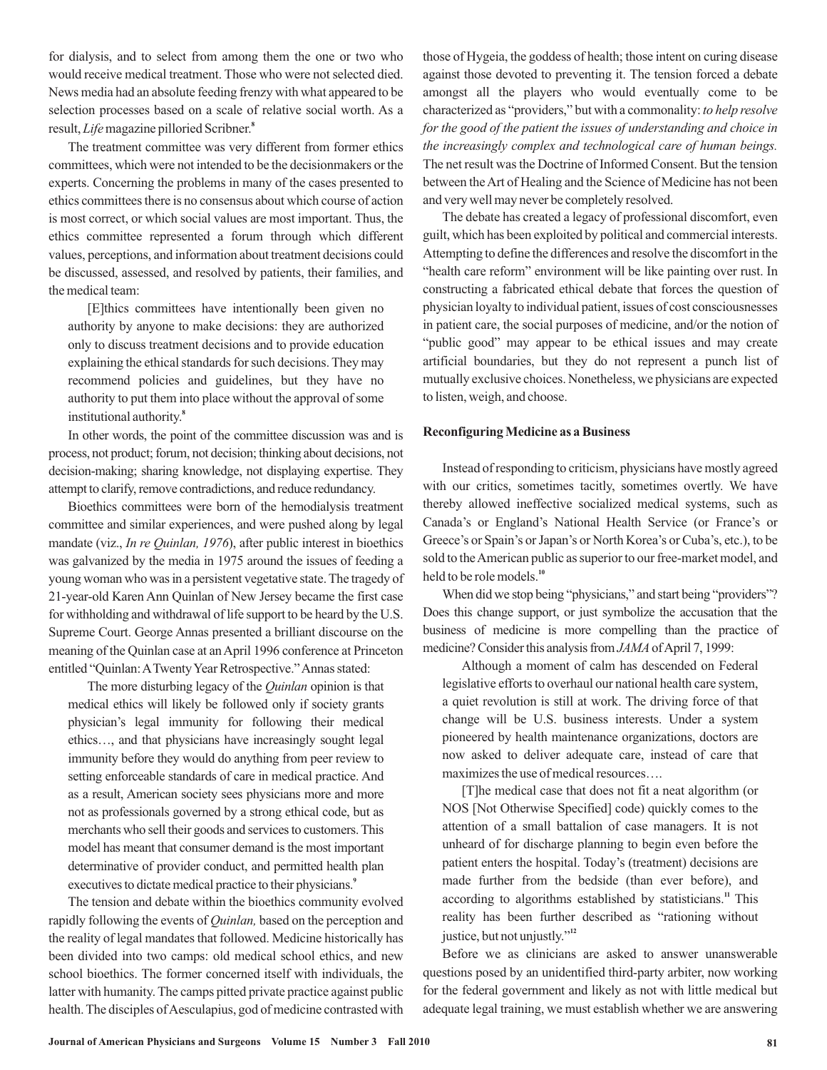for dialysis, and to select from among them the one or two who would receive medical treatment. Those who were not selected died. News media had an absolute feeding frenzy with what appeared to be selection processes based on a scale of relative social worth. As a result, *Life* magazine pilloried Scribner.[8]

The treatment committee was very different from former ethics committees, which were not intended to be the decisionmakers or the experts. Concerning the problems in many of the cases presented to ethics committees there is no consensus about which course of action is most correct, or which social values are most important. Thus, the ethics committee represented a forum through which different values, perceptions, and information about treatment decisions could be discussed, assessed, and resolved by patients, their families, and the medical team:

> [E]thics committees have intentionally been given no authority by anyone to make decisions: they are authorized only to discuss treatment decisions and to provide education explaining the ethical standards for such decisions. They may recommend policies and guidelines, but they have no authority to put them into place without the approval of some institutional authority.[8]

In other words, the point of the committee discussion was and is process, not product; forum, not decision; thinking about decisions, not decision-making; sharing knowledge, not displaying expertise. They attempt to clarify, remove contradictions, and reduce redundancy.

Bioethics committees were born of the hemodialysis treatment committee and similar experiences, and were pushed along by legal mandate (viz., *In re Quinlan, 1976*), after public interest in bioethics was galvanized by the media in 1975 around the issues of feeding a young woman who was in a persistent vegetative state. The tragedy of 21-year-old Karen Ann Quinlan of New Jersey became the first case for withholding and withdrawal of life support to be heard by the U.S. Supreme Court. George Annas presented a brilliant discourse on the meaning of the Quinlan case at an April 1996 conference at Princeton entitled "Quinlan: A Twenty Year Retrospective." Annas stated:

> The more disturbing legacy of the *Quinlan* opinion is that medical ethics will likely be followed only if society grants physician's legal immunity for following their medical ethics…, and that physicians have increasingly sought legal immunity before they would do anything from peer review to setting enforceable standards of care in medical practice. And as a result, American society sees physicians more and more not as professionals governed by a strong ethical code, but as merchants who sell their goods and services to customers. This model has meant that consumer demand is the most important determinative of provider conduct, and permitted health plan executives to dictate medical practice to their physicians.[9]

The tension and debate within the bioethics community evolved rapidly following the events of *Quinlan,* based on the perception and the reality of legal mandates that followed. Medicine historically has been divided into two camps: old medical school ethics, and new school bioethics. The former concerned itself with individuals, the latter with humanity. The camps pitted private practice against public health. The disciples of Aesculapius, god of medicine contrasted with those of Hygeia, the goddess of health; those intent on curing disease against those devoted to preventing it. The tension forced a debate amongst all the players who would eventually come to be characterized as "providers," but with a commonality: *to help resolve for the good of the patient the issues of understanding and choice in the increasingly complex and technological care of human beings.* The net result was the Doctrine of Informed Consent. But the tension between the Art of Healing and the Science of Medicine has not been and very well may never be completely resolved.

The debate has created a legacy of professional discomfort, even guilt, which has been exploited by political and commercial interests. Attempting to define the differences and resolve the discomfort in the "health care reform" environment will be like painting over rust. In constructing a fabricated ethical debate that forces the question of physician loyalty to individual patient, issues of cost consciousnesses in patient care, the social purposes of medicine, and/or the notion of "public good" may appear to be ethical issues and may create artificial boundaries, but they do not represent a punch list of mutually exclusive choices. Nonetheless, we physicians are expected to listen, weigh, and choose.

**Reconfiguring Medicine as a Business**

Instead of responding to criticism, physicians have mostly agreed with our critics, sometimes tacitly, sometimes overtly. We have thereby allowed ineffective socialized medical systems, such as Canada's or England's National Health Service (or France's or Greece's or Spain's or Japan's or North Korea's or Cuba's, etc.), to be sold to the American public as superior to our free-market model, and held to be role models.[10]

When did we stop being "physicians," and start being "providers"? Does this change support, or just symbolize the accusation that the business of medicine is more compelling than the practice of medicine? Consider this analysis from *JAMA* of April 7, 1999:

> Although a moment of calm has descended on Federal legislative efforts to overhaul our national health care system, a quiet revolution is still at work. The driving force of that change will be U.S. business interests. Under a system pioneered by health maintenance organizations, doctors are now asked to deliver adequate care, instead of care that maximizes the use of medical resources….
>
> [T]he medical case that does not fit a neat algorithm (or NOS [Not Otherwise Specified] code) quickly comes to the attention of a small battalion of case managers. It is not unheard of for discharge planning to begin even before the patient enters the hospital. Today's (treatment) decisions are made further from the bedside (than ever before), and according to algorithms established by statisticians.[11] This reality has been further described as "rationing without justice, but not unjustly."[12]

Before we as clinicians are asked to answer unanswerable questions posed by an unidentified third-party arbiter, now working for the federal government and likely as not with little medical but adequate legal training, we must establish whether we are answering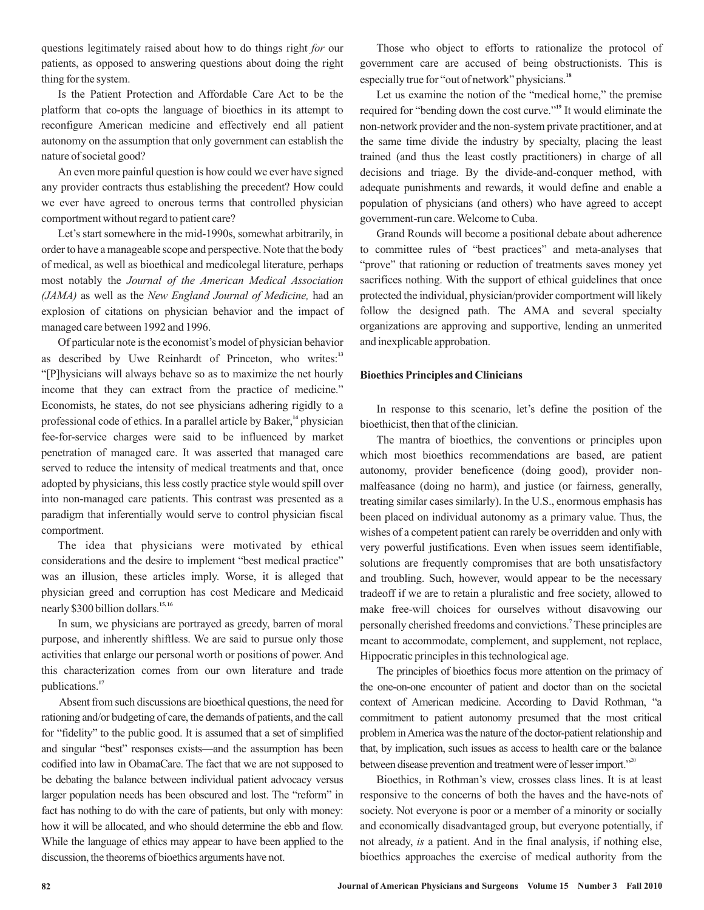questions legitimately raised about how to do things right *for* our patients, as opposed to answering questions about doing the right thing for the system.

Is the Patient Protection and Affordable Care Act to be the platform that co-opts the language of bioethics in its attempt to reconfigure American medicine and effectively end all patient autonomy on the assumption that only government can establish the nature of societal good?

An even more painful question is how could we ever have signed any provider contracts thus establishing the precedent? How could we ever have agreed to onerous terms that controlled physician comportment without regard to patient care?

Let's start somewhere in the mid-1990s, somewhat arbitrarily, in order to have a manageable scope and perspective. Note that the body of medical, as well as bioethical and medicolegal literature, perhaps most notably the *Journal of the American Medical Association (JAMA)* as well as the *New England Journal of Medicine,* had an explosion of citations on physician behavior and the impact of managed care between 1992 and 1996.

Of particular note is the economist's model of physician behavior as described by Uwe Reinhardt of Princeton, who writes:[13] "[P]hysicians will always behave so as to maximize the net hourly income that they can extract from the practice of medicine." Economists, he states, do not see physicians adhering rigidly to a professional code of ethics. In a parallel article by Baker,[14] physician fee-for-service charges were said to be influenced by market penetration of managed care. It was asserted that managed care served to reduce the intensity of medical treatments and that, once adopted by physicians, this less costly practice style would spill over into non-managed care patients. This contrast was presented as a paradigm that inferentially would serve to control physician fiscal comportment.

The idea that physicians were motivated by ethical considerations and the desire to implement "best medical practice" was an illusion, these articles imply. Worse, it is alleged that physician greed and corruption has cost Medicare and Medicaid nearly $300 billion dollars.[15,16]

In sum, we physicians are portrayed as greedy, barren of moral purpose, and inherently shiftless. We are said to pursue only those activities that enlarge our personal worth or positions of power. And this characterization comes from our own literature and trade publications.[17]

Absent from such discussions are bioethical questions, the need for rationing and/or budgeting of care, the demands of patients, and the call for "fidelity" to the public good. It is assumed that a set of simplified and singular "best" responses exists—and the assumption has been codified into law in ObamaCare. The fact that we are not supposed to be debating the balance between individual patient advocacy versus larger population needs has been obscured and lost. The "reform" in fact has nothing to do with the care of patients, but only with money: how it will be allocated, and who should determine the ebb and flow. While the language of ethics may appear to have been applied to the discussion, the theorems of bioethics arguments have not.

Those who object to efforts to rationalize the protocol of government care are accused of being obstructionists. This is especially true for "out of network" physicians.[18]

Let us examine the notion of the "medical home," the premise required for "bending down the cost curve."[19] It would eliminate the non-network provider and the non-system private practitioner, and at the same time divide the industry by specialty, placing the least trained (and thus the least costly practitioners) in charge of all decisions and triage. By the divide-and-conquer method, with adequate punishments and rewards, it would define and enable a population of physicians (and others) who have agreed to accept government-run care. Welcome to Cuba.

Grand Rounds will become a positional debate about adherence to committee rules of "best practices" and meta-analyses that "prove" that rationing or reduction of treatments saves money yet sacrifices nothing. With the support of ethical guidelines that once protected the individual, physician/provider comportment will likely follow the designed path. The AMA and several specialty organizations are approving and supportive, lending an unmerited and inexplicable approbation.

## Bioethics Principles and Clinicians

In response to this scenario, let's define the position of the bioethicist, then that of the clinician.

The mantra of bioethics, the conventions or principles upon which most bioethics recommendations are based, are patient autonomy, provider beneficence (doing good), provider non-malfeasance (doing no harm), and justice (or fairness, generally, treating similar cases similarly). In the U.S., enormous emphasis has been placed on individual autonomy as a primary value. Thus, the wishes of a competent patient can rarely be overridden and only with very powerful justifications. Even when issues seem identifiable, solutions are frequently compromises that are both unsatisfactory and troubling. Such, however, would appear to be the necessary tradeoff if we are to retain a pluralistic and free society, allowed to make free-will choices for ourselves without disavowing our personally cherished freedoms and convictions.[7] These principles are meant to accommodate, complement, and supplement, not replace, Hippocratic principles in this technological age.

The principles of bioethics focus more attention on the primacy of the one-on-one encounter of patient and doctor than on the societal context of American medicine. According to David Rothman, "a commitment to patient autonomy presumed that the most critical problem in America was the nature of the doctor-patient relationship and that, by implication, such issues as access to health care or the balance between disease prevention and treatment were of lesser import."[20]

Bioethics, in Rothman's view, crosses class lines. It is at least responsive to the concerns of both the haves and the have-nots of society. Not everyone is poor or a member of a minority or socially and economically disadvantaged group, but everyone potentially, if not already, *is* a patient. And in the final analysis, if nothing else, bioethics approaches the exercise of medical authority from the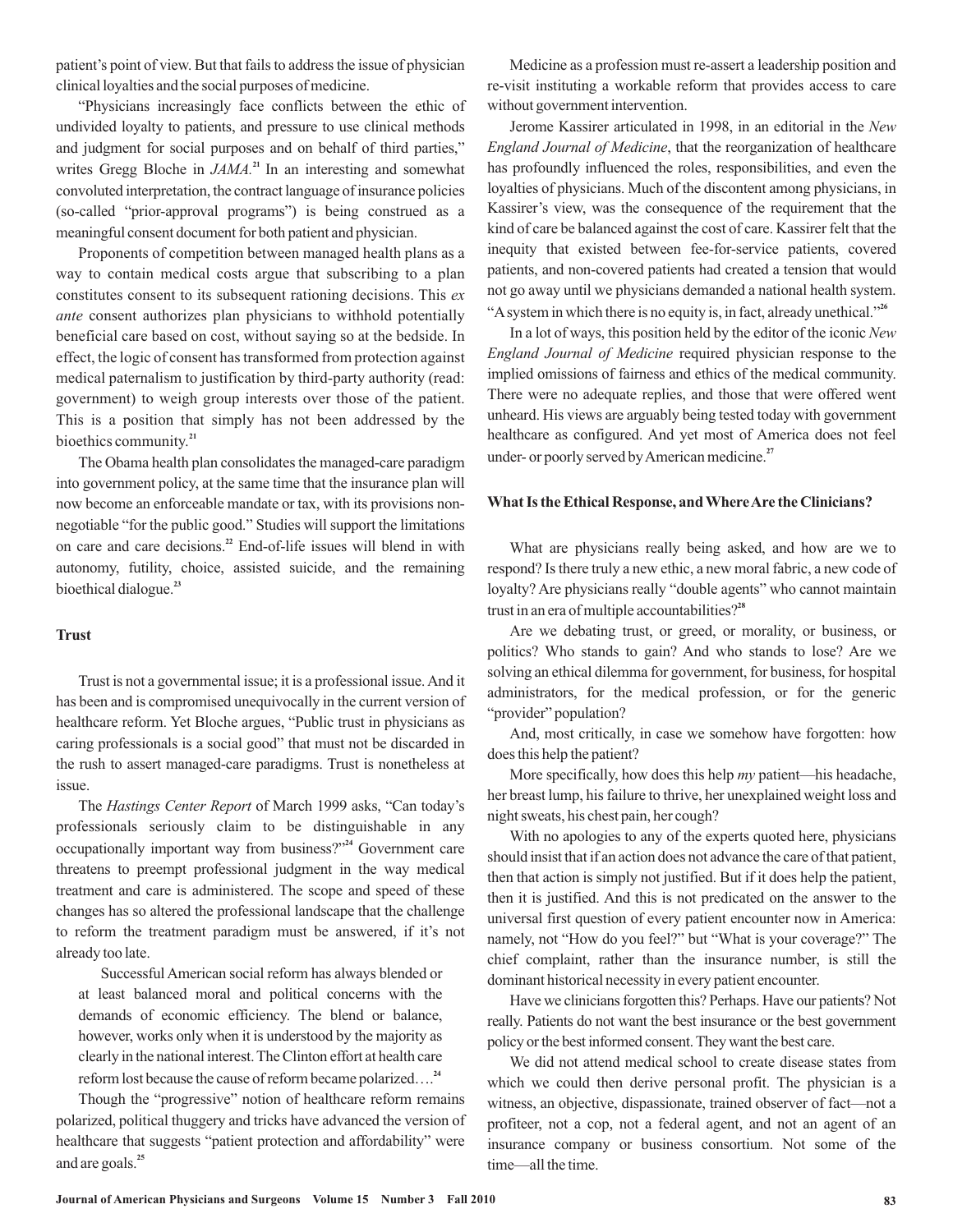patient's point of view. But that fails to address the issue of physician clinical loyalties and the social purposes of medicine.

"Physicians increasingly face conflicts between the ethic of undivided loyalty to patients, and pressure to use clinical methods and judgment for social purposes and on behalf of third parties," writes Gregg Bloche in *JAMA*.[21] In an interesting and somewhat convoluted interpretation, the contract language of insurance policies (so-called "prior-approval programs") is being construed as a meaningful consent document for both patient and physician.

Proponents of competition between managed health plans as a way to contain medical costs argue that subscribing to a plan constitutes consent to its subsequent rationing decisions. This *ex ante* consent authorizes plan physicians to withhold potentially beneficial care based on cost, without saying so at the bedside. In effect, the logic of consent has transformed from protection against medical paternalism to justification by third-party authority (read: government) to weigh group interests over those of the patient. This is a position that simply has not been addressed by the bioethics community.[21]

The Obama health plan consolidates the managed-care paradigm into government policy, at the same time that the insurance plan will now become an enforceable mandate or tax, with its provisions non-negotiable "for the public good." Studies will support the limitations on care and care decisions.[22] End-of-life issues will blend in with autonomy, futility, choice, assisted suicide, and the remaining bioethical dialogue.[23]

### Trust

Trust is not a governmental issue; it is a professional issue. And it has been and is compromised unequivocally in the current version of healthcare reform. Yet Bloche argues, "Public trust in physicians as caring professionals is a social good" that must not be discarded in the rush to assert managed-care paradigms. Trust is nonetheless at issue.

The *Hastings Center Report* of March 1999 asks, "Can today's professionals seriously claim to be distinguishable in any occupationally important way from business?"[24] Government care threatens to preempt professional judgment in the way medical treatment and care is administered. The scope and speed of these changes has so altered the professional landscape that the challenge to reform the treatment paradigm must be answered, if it's not already too late.

> Successful American social reform has always blended or at least balanced moral and political concerns with the demands of economic efficiency. The blend or balance, however, works only when it is understood by the majority as clearly in the national interest. The Clinton effort at health care reform lost because the cause of reform became polarized….[24]

Though the "progressive" notion of healthcare reform remains polarized, political thuggery and tricks have advanced the version of healthcare that suggests "patient protection and affordability" were and are goals.[25]

Medicine as a profession must re-assert a leadership position and re-visit instituting a workable reform that provides access to care without government intervention.

Jerome Kassirer articulated in 1998, in an editorial in the *New England Journal of Medicine*, that the reorganization of healthcare has profoundly influenced the roles, responsibilities, and even the loyalties of physicians. Much of the discontent among physicians, in Kassirer's view, was the consequence of the requirement that the kind of care be balanced against the cost of care. Kassirer felt that the inequity that existed between fee-for-service patients, covered patients, and non-covered patients had created a tension that would not go away until we physicians demanded a national health system. "A system in which there is no equity is, in fact, already unethical."[26]

In a lot of ways, this position held by the editor of the iconic *New England Journal of Medicine* required physician response to the implied omissions of fairness and ethics of the medical community. There were no adequate replies, and those that were offered went unheard. His views are arguably being tested today with government healthcare as configured. And yet most of America does not feel under- or poorly served by American medicine.[27]

### What Is the Ethical Response, and Where Are the Clinicians?

What are physicians really being asked, and how are we to respond? Is there truly a new ethic, a new moral fabric, a new code of loyalty? Are physicians really "double agents" who cannot maintain trust in an era of multiple accountabilities?[28]

Are we debating trust, or greed, or morality, or business, or politics? Who stands to gain? And who stands to lose? Are we solving an ethical dilemma for government, for business, for hospital administrators, for the medical profession, or for the generic "provider" population?

And, most critically, in case we somehow have forgotten: how does this help the patient?

More specifically, how does this help *my* patient—his headache, her breast lump, his failure to thrive, her unexplained weight loss and night sweats, his chest pain, her cough?

With no apologies to any of the experts quoted here, physicians should insist that if an action does not advance the care of that patient, then that action is simply not justified. But if it does help the patient, then it is justified. And this is not predicated on the answer to the universal first question of every patient encounter now in America: namely, not "How do you feel?" but "What is your coverage?" The chief complaint, rather than the insurance number, is still the dominant historical necessity in every patient encounter.

Have we clinicians forgotten this? Perhaps. Have our patients? Not really. Patients do not want the best insurance or the best government policy or the best informed consent. They want the best care.

We did not attend medical school to create disease states from which we could then derive personal profit. The physician is a witness, an objective, dispassionate, trained observer of fact—not a profiteer, not a cop, not a federal agent, and not an agent of an insurance company or business consortium. Not some of the time—all the time.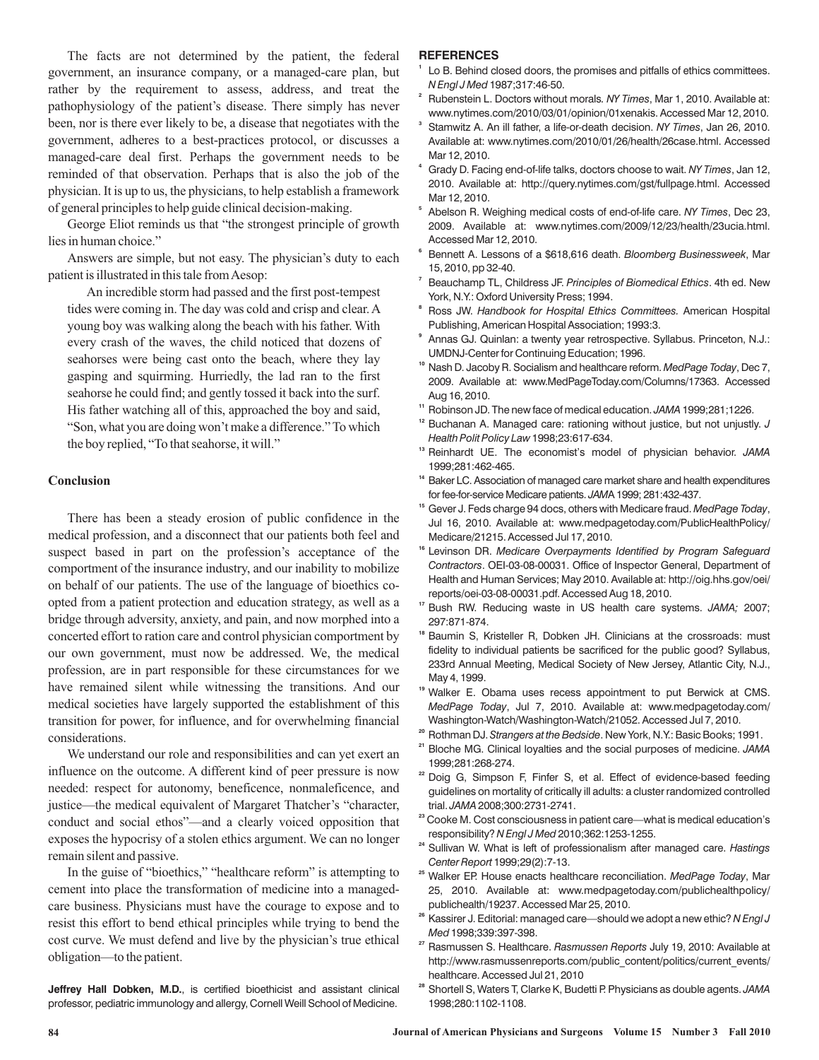The facts are not determined by the patient, the federal government, an insurance company, or a managed-care plan, but rather by the requirement to assess, address, and treat the pathophysiology of the patient's disease. There simply has never been, nor is there ever likely to be, a disease that negotiates with the government, adheres to a best-practices protocol, or discusses a managed-care deal first. Perhaps the government needs to be reminded of that observation. Perhaps that is also the job of the physician. It is up to us, the physicians, to help establish a framework of general principles to help guide clinical decision-making.

George Eliot reminds us that "the strongest principle of growth lies in human choice."

Answers are simple, but not easy. The physician's duty to each patient is illustrated in this tale from Aesop:

> An incredible storm had passed and the first post-tempest tides were coming in. The day was cold and crisp and clear. A young boy was walking along the beach with his father. With every crash of the waves, the child noticed that dozens of seahorses were being cast onto the beach, where they lay gasping and squirming. Hurriedly, the lad ran to the first seahorse he could find; and gently tossed it back into the surf. His father watching all of this, approached the boy and said, "Son, what you are doing won't make a difference." To which the boy replied, "To that seahorse, it will."

## Conclusion

There has been a steady erosion of public confidence in the medical profession, and a disconnect that our patients both feel and suspect based in part on the profession's acceptance of the comportment of the insurance industry, and our inability to mobilize on behalf of our patients. The use of the language of bioethics co-opted from a patient protection and education strategy, as well as a bridge through adversity, anxiety, and pain, and now morphed into a concerted effort to ration care and control physician comportment by our own government, must now be addressed. We, the medical profession, are in part responsible for these circumstances for we have remained silent while witnessing the transitions. And our medical societies have largely supported the establishment of this transition for power, for influence, and for overwhelming financial considerations.

We understand our role and responsibilities and can yet exert an influence on the outcome. A different kind of peer pressure is now needed: respect for autonomy, beneficence, nonmaleficence, and justice—the medical equivalent of Margaret Thatcher's "character, conduct and social ethos"—and a clearly voiced opposition that exposes the hypocrisy of a stolen ethics argument. We can no longer remain silent and passive.

In the guise of "bioethics," "healthcare reform" is attempting to cement into place the transformation of medicine into a managed-care business. Physicians must have the courage to expose and to resist this effort to bend ethical principles while trying to bend the cost curve. We must defend and live by the physician's true ethical obligation—to the patient.

**Jeffrey Hall Dobken, M.D.**, is certified bioethicist and assistant clinical professor, pediatric immunology and allergy, Cornell Weill School of Medicine.

## REFERENCES

1. Lo B. Behind closed doors, the promises and pitfalls of ethics committees. *N Engl J Med* 1987;317:46-50.
2. Rubenstein L. Doctors without morals. *NY Times*, Mar 1, 2010. Available at: www.nytimes.com/2010/03/01/opinion/01xenakis. Accessed Mar 12, 2010.
3. Stamwitz A. An ill father, a life-or-death decision. *NY Times*, Jan 26, 2010. Available at: www.nytimes.com/2010/01/26/health/26case.html. Accessed Mar 12, 2010.
4. Grady D. Facing end-of-life talks, doctors choose to wait. *NY Times*, Jan 12, 2010. Available at: http://query.nytimes.com/gst/fullpage.html. Accessed Mar 12, 2010.
5. Abelson R. Weighing medical costs of end-of-life care. *NY Times*, Dec 23, 2009. Available at: www.nytimes.com/2009/12/23/health/23ucia.html. Accessed Mar 12, 2010.
6. Bennett A. Lessons of a $618,616 death. *Bloomberg Businessweek*, Mar 15, 2010, pp 32-40.
7. Beauchamp TL, Childress JF. *Principles of Biomedical Ethics*. 4th ed. New York, N.Y.: Oxford University Press; 1994.
8. Ross JW. *Handbook for Hospital Ethics Committees.* American Hospital Publishing, American Hospital Association; 1993:3.
9. Annas GJ. Quinlan: a twenty year retrospective. Syllabus. Princeton, N.J.: UMDNJ-Center for Continuing Education; 1996.
10. Nash D. Jacoby R. Socialism and healthcare reform. *MedPage Today*, Dec 7, 2009. Available at: www.MedPageToday.com/Columns/17363. Accessed Aug 16, 2010.
11. Robinson JD. The new face of medical education. *JAMA* 1999;281;1226.
12. Buchanan A. Managed care: rationing without justice, but not unjustly. *J Health Polit Policy Law* 1998;23:617-634.
13. Reinhardt UE. The economist's model of physician behavior. *JAMA* 1999;281:462-465.
14. Baker LC. Association of managed care market share and health expenditures for fee-for-service Medicare patients. *JAMA* 1999; 281:432-437.
15. Gever J. Feds charge 94 docs, others with Medicare fraud. *MedPage Today*, Jul 16, 2010. Available at: www.medpagetoday.com/PublicHealthPolicy/Medicare/21215. Accessed Jul 17, 2010.
16. Levinson DR. *Medicare Overpayments Identified by Program Safeguard Contractors*. OEI-03-08-00031. Office of Inspector General, Department of Health and Human Services; May 2010. Available at: http://oig.hhs.gov/oei/reports/oei-03-08-00031.pdf. Accessed Aug 18, 2010.
17. Bush RW. Reducing waste in US health care systems. *JAMA;* 2007; 297:871-874.
18. Baumin S, Kristeller R, Dobken JH. Clinicians at the crossroads: must fidelity to individual patients be sacrificed for the public good? Syllabus, 233rd Annual Meeting, Medical Society of New Jersey, Atlantic City, N.J., May 4, 1999.
19. Walker E. Obama uses recess appointment to put Berwick at CMS. *MedPage Today*, Jul 7, 2010. Available at: www.medpagetoday.com/Washington-Watch/Washington-Watch/21052. Accessed Jul 7, 2010.
20. Rothman DJ. *Strangers at the Bedside*. New York, N.Y.: Basic Books; 1991.
21. Bloche MG. Clinical loyalties and the social purposes of medicine. *JAMA* 1999;281:268-274.
22. Doig G, Simpson F, Finfer S, et al. Effect of evidence-based feeding guidelines on mortality of critically ill adults: a cluster randomized controlled trial. *JAMA* 2008;300:2731-2741.
23. Cooke M. Cost consciousness in patient care—what is medical education's responsibility? *N Engl J Med* 2010;362:1253-1255.
24. Sullivan W. What is left of professionalism after managed care. *Hastings Center Report* 1999;29(2):7-13.
25. Walker EP. House enacts healthcare reconciliation. *MedPage Today*, Mar 25, 2010. Available at: www.medpagetoday.com/publichealthpolicy/publichealth/19237. Accessed Mar 25, 2010.
26. Kassirer J. Editorial: managed care—should we adopt a new ethic? *N Engl J Med* 1998;339:397-398.
27. Rasmussen S. Healthcare. *Rasmussen Reports* July 19, 2010: Available at http://www.rasmussenreports.com/public_content/politics/current_events/healthcare. Accessed Jul 21, 2010
28. Shortell S, Waters T, Clarke K, Budetti P. Physicians as double agents. *JAMA* 1998;280:1102-1108.